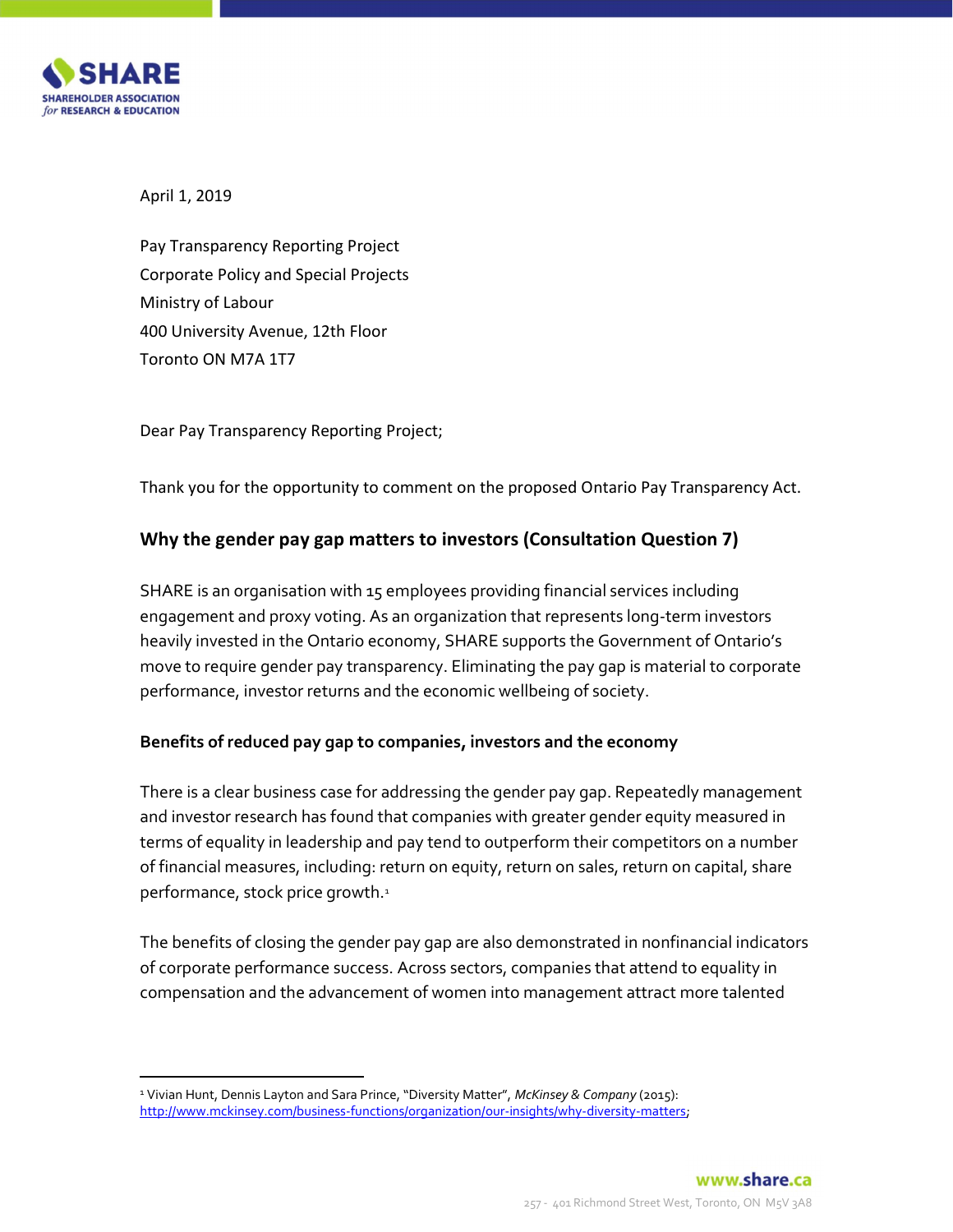April 1, 2019

Pay Transparency Reporting Project
Corporate Policy and Special Projects
Ministry of Labour
400 University Avenue, 12th Floor
Toronto ON M7A 1T7

Dear Pay Transparency Reporting Project;

Thank you for the opportunity to comment on the proposed Ontario Pay Transparency Act.

## Why the gender pay gap matters to investors (Consultation Question 7)

SHARE is an organisation with 15 employees providing financial services including engagement and proxy voting. As an organization that represents long-term investors heavily invested in the Ontario economy, SHARE supports the Government of Ontario's move to require gender pay transparency. Eliminating the pay gap is material to corporate performance, investor returns and the economic wellbeing of society.

### Benefits of reduced pay gap to companies, investors and the economy

There is a clear business case for addressing the gender pay gap. Repeatedly management and investor research has found that companies with greater gender equity measured in terms of equality in leadership and pay tend to outperform their competitors on a number of financial measures, including: return on equity, return on sales, return on capital, share performance, stock price growth.[1]

The benefits of closing the gender pay gap are also demonstrated in nonfinancial indicators of corporate performance success. Across sectors, companies that attend to equality in compensation and the advancement of women into management attract more talented

---

[1] Vivian Hunt, Dennis Layton and Sara Prince, "Diversity Matter", *McKinsey & Company* (2015): http://www.mckinsey.com/business-functions/organization/our-insights/why-diversity-matters;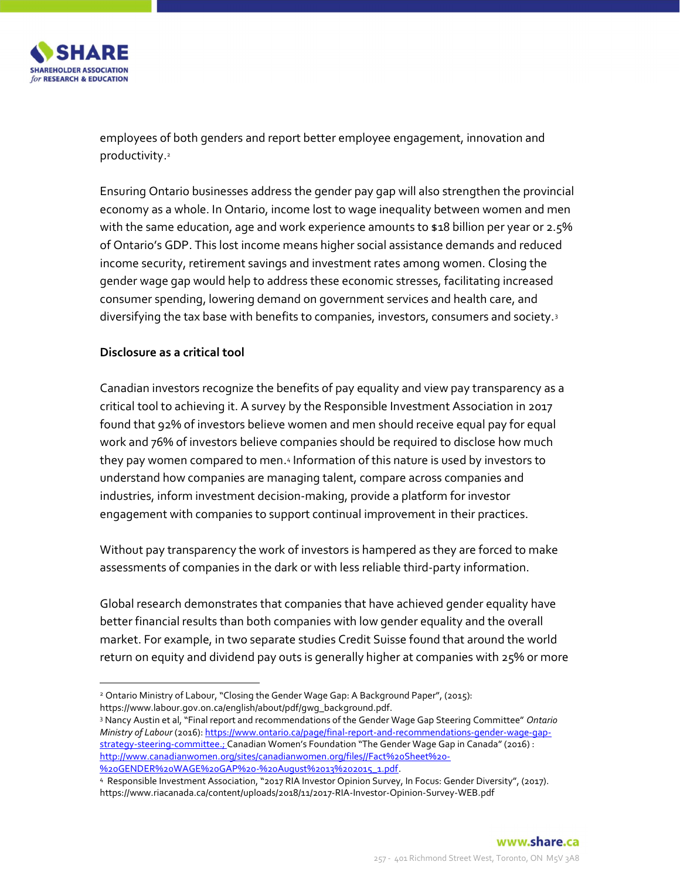employees of both genders and report better employee engagement, innovation and productivity.[2]

Ensuring Ontario businesses address the gender pay gap will also strengthen the provincial economy as a whole. In Ontario, income lost to wage inequality between women and men with the same education, age and work experience amounts to $18 billion per year or 2.5% of Ontario's GDP. This lost income means higher social assistance demands and reduced income security, retirement savings and investment rates among women. Closing the gender wage gap would help to address these economic stresses, facilitating increased consumer spending, lowering demand on government services and health care, and diversifying the tax base with benefits to companies, investors, consumers and society.[3]

**Disclosure as a critical tool**

Canadian investors recognize the benefits of pay equality and view pay transparency as a critical tool to achieving it. A survey by the Responsible Investment Association in 2017 found that 92% of investors believe women and men should receive equal pay for equal work and 76% of investors believe companies should be required to disclose how much they pay women compared to men.[4] Information of this nature is used by investors to understand how companies are managing talent, compare across companies and industries, inform investment decision-making, provide a platform for investor engagement with companies to support continual improvement in their practices.

Without pay transparency the work of investors is hampered as they are forced to make assessments of companies in the dark or with less reliable third-party information.

Global research demonstrates that companies that have achieved gender equality have better financial results than both companies with low gender equality and the overall market. For example, in two separate studies Credit Suisse found that around the world return on equity and dividend pay outs is generally higher at companies with 25% or more

---

[2] Ontario Ministry of Labour, "Closing the Gender Wage Gap: A Background Paper", (2015): https://www.labour.gov.on.ca/english/about/pdf/gwg_background.pdf.

[3] Nancy Austin et al, "Final report and recommendations of the Gender Wage Gap Steering Committee" *Ontario Ministry of Labour* (2016): https://www.ontario.ca/page/final-report-and-recommendations-gender-wage-gap-strategy-steering-committee.; Canadian Women's Foundation "The Gender Wage Gap in Canada" (2016) : http://www.canadianwomen.org/sites/canadianwomen.org/files//Fact%20Sheet%20-%20GENDER%20WAGE%20GAP%20-%20August%2013%202015_1.pdf.

[4] Responsible Investment Association, "2017 RIA Investor Opinion Survey, In Focus: Gender Diversity", (2017). https://www.riacanada.ca/content/uploads/2018/11/2017-RIA-Investor-Opinion-Survey-WEB.pdf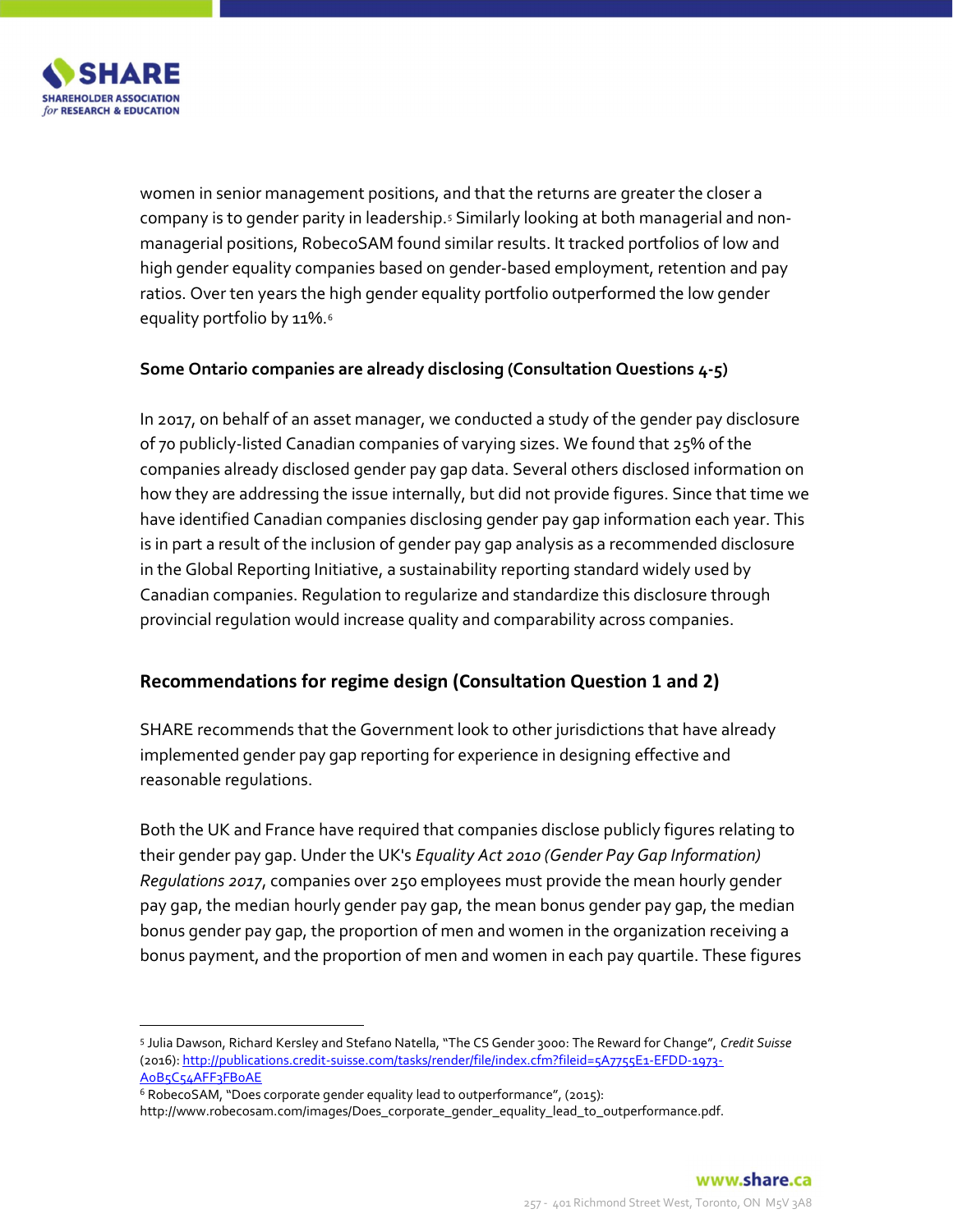women in senior management positions, and that the returns are greater the closer a company is to gender parity in leadership.[5] Similarly looking at both managerial and non-managerial positions, RobecoSAM found similar results. It tracked portfolios of low and high gender equality companies based on gender-based employment, retention and pay ratios. Over ten years the high gender equality portfolio outperformed the low gender equality portfolio by 11%.[6]

**Some Ontario companies are already disclosing (Consultation Questions 4-5)**

In 2017, on behalf of an asset manager, we conducted a study of the gender pay disclosure of 70 publicly-listed Canadian companies of varying sizes. We found that 25% of the companies already disclosed gender pay gap data. Several others disclosed information on how they are addressing the issue internally, but did not provide figures. Since that time we have identified Canadian companies disclosing gender pay gap information each year. This is in part a result of the inclusion of gender pay gap analysis as a recommended disclosure in the Global Reporting Initiative, a sustainability reporting standard widely used by Canadian companies. Regulation to regularize and standardize this disclosure through provincial regulation would increase quality and comparability across companies.

## Recommendations for regime design (Consultation Question 1 and 2)

SHARE recommends that the Government look to other jurisdictions that have already implemented gender pay gap reporting for experience in designing effective and reasonable regulations.

Both the UK and France have required that companies disclose publicly figures relating to their gender pay gap. Under the UK's *Equality Act 2010 (Gender Pay Gap Information) Regulations 2017*, companies over 250 employees must provide the mean hourly gender pay gap, the median hourly gender pay gap, the mean bonus gender pay gap, the median bonus gender pay gap, the proportion of men and women in the organization receiving a bonus payment, and the proportion of men and women in each pay quartile. These figures

---

[5] Julia Dawson, Richard Kersley and Stefano Natella, "The CS Gender 3000: The Reward for Change", *Credit Suisse* (2016): http://publications.credit-suisse.com/tasks/render/file/index.cfm?fileid=5A7755E1-EFDD-1973-A0B5C54AFF3FB0AE

[6] RobecoSAM, "Does corporate gender equality lead to outperformance", (2015): http://www.robecosam.com/images/Does_corporate_gender_equality_lead_to_outperformance.pdf.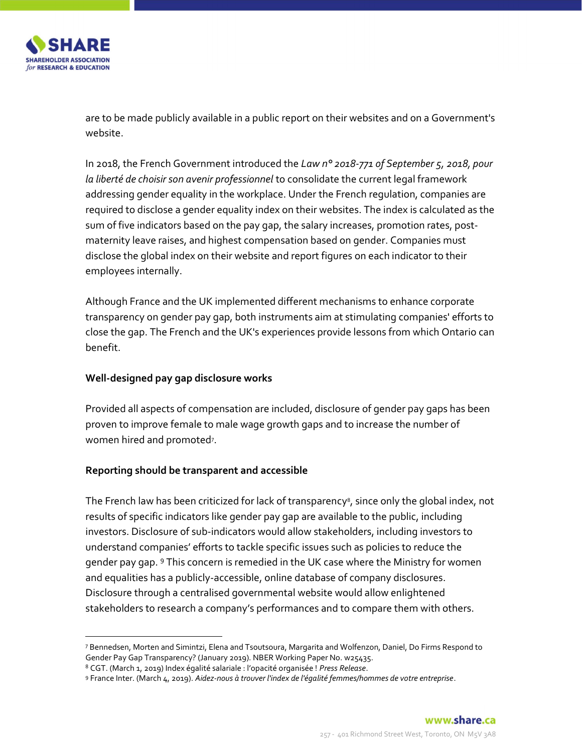are to be made publicly available in a public report on their websites and on a Government's website.

In 2018, the French Government introduced the *Law n° 2018-771 of September 5, 2018, pour la liberté de choisir son avenir professionnel* to consolidate the current legal framework addressing gender equality in the workplace. Under the French regulation, companies are required to disclose a gender equality index on their websites. The index is calculated as the sum of five indicators based on the pay gap, the salary increases, promotion rates, post-maternity leave raises, and highest compensation based on gender. Companies must disclose the global index on their website and report figures on each indicator to their employees internally.

Although France and the UK implemented different mechanisms to enhance corporate transparency on gender pay gap, both instruments aim at stimulating companies' efforts to close the gap. The French and the UK's experiences provide lessons from which Ontario can benefit.

**Well-designed pay gap disclosure works**

Provided all aspects of compensation are included, disclosure of gender pay gaps has been proven to improve female to male wage growth gaps and to increase the number of women hired and promoted[7].

**Reporting should be transparent and accessible**

The French law has been criticized for lack of transparency[8], since only the global index, not results of specific indicators like gender pay gap are available to the public, including investors. Disclosure of sub-indicators would allow stakeholders, including investors to understand companies' efforts to tackle specific issues such as policies to reduce the gender pay gap. [9] This concern is remedied in the UK case where the Ministry for women and equalities has a publicly-accessible, online database of company disclosures. Disclosure through a centralised governmental website would allow enlightened stakeholders to research a company's performances and to compare them with others.

---

[7] Bennedsen, Morten and Simintzi, Elena and Tsoutsoura, Margarita and Wolfenzon, Daniel, Do Firms Respond to Gender Pay Gap Transparency? (January 2019). NBER Working Paper No. w25435.

[8] CGT. (March 1, 2019) Index égalité salariale : l'opacité organisée ! *Press Release*.

[9] France Inter. (March 4, 2019). *Aidez-nous à trouver l'index de l'égalité femmes/hommes de votre entreprise*.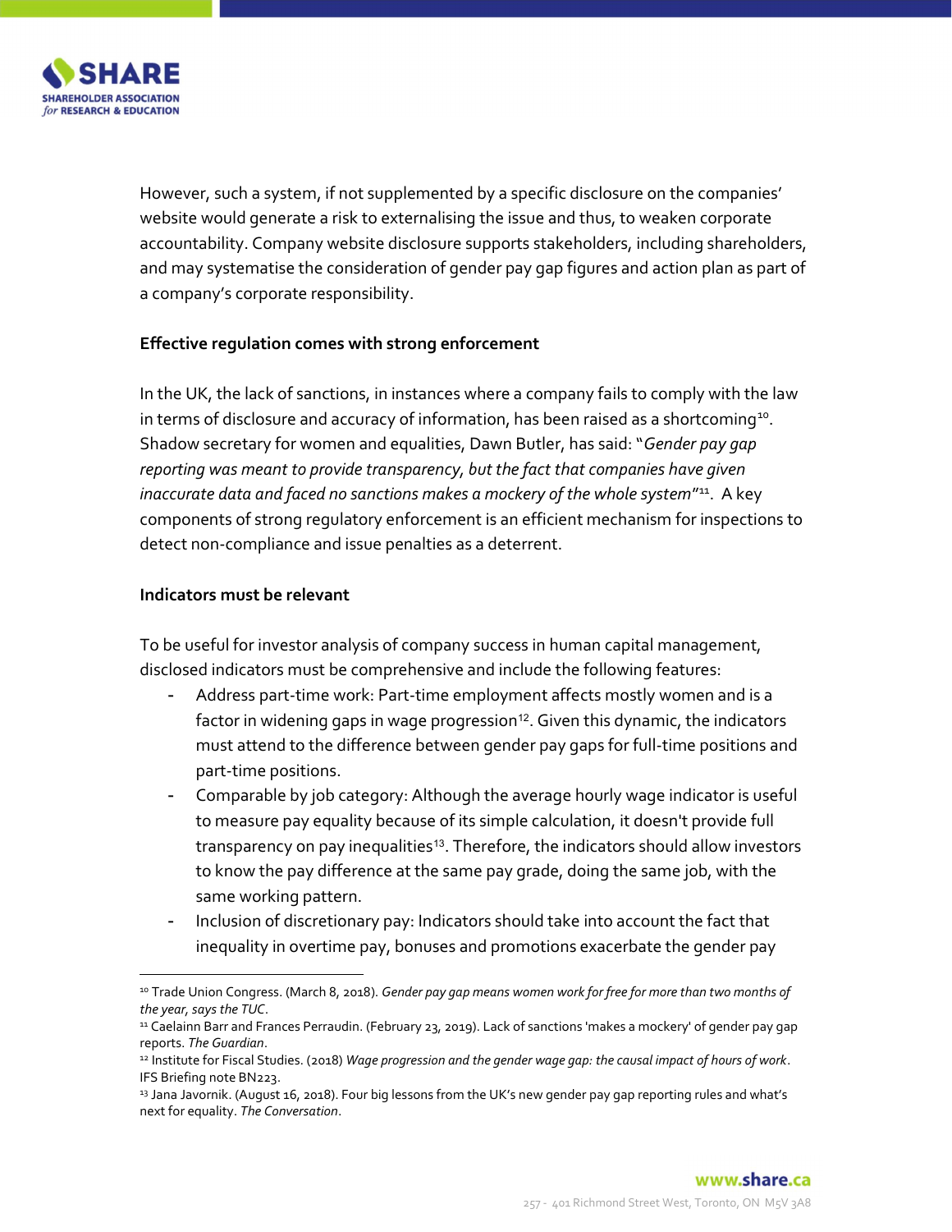However, such a system, if not supplemented by a specific disclosure on the companies' website would generate a risk to externalising the issue and thus, to weaken corporate accountability. Company website disclosure supports stakeholders, including shareholders, and may systematise the consideration of gender pay gap figures and action plan as part of a company's corporate responsibility.

**Effective regulation comes with strong enforcement**

In the UK, the lack of sanctions, in instances where a company fails to comply with the law in terms of disclosure and accuracy of information, has been raised as a shortcoming[10]. Shadow secretary for women and equalities, Dawn Butler, has said: "*Gender pay gap reporting was meant to provide transparency, but the fact that companies have given inaccurate data and faced no sanctions makes a mockery of the whole system*"[11]. A key components of strong regulatory enforcement is an efficient mechanism for inspections to detect non-compliance and issue penalties as a deterrent.

**Indicators must be relevant**

To be useful for investor analysis of company success in human capital management, disclosed indicators must be comprehensive and include the following features:

- Address part-time work: Part-time employment affects mostly women and is a factor in widening gaps in wage progression[12]. Given this dynamic, the indicators must attend to the difference between gender pay gaps for full-time positions and part-time positions.
- Comparable by job category: Although the average hourly wage indicator is useful to measure pay equality because of its simple calculation, it doesn't provide full transparency on pay inequalities[13]. Therefore, the indicators should allow investors to know the pay difference at the same pay grade, doing the same job, with the same working pattern.
- Inclusion of discretionary pay: Indicators should take into account the fact that inequality in overtime pay, bonuses and promotions exacerbate the gender pay

---

[10] Trade Union Congress. (March 8, 2018). *Gender pay gap means women work for free for more than two months of the year, says the TUC*.

[11] Caelainn Barr and Frances Perraudin. (February 23, 2019). Lack of sanctions 'makes a mockery' of gender pay gap reports. *The Guardian*.

[12] Institute for Fiscal Studies. (2018) *Wage progression and the gender wage gap: the causal impact of hours of work*. IFS Briefing note BN223.

[13] Jana Javornik. (August 16, 2018). Four big lessons from the UK's new gender pay gap reporting rules and what's next for equality. *The Conversation*.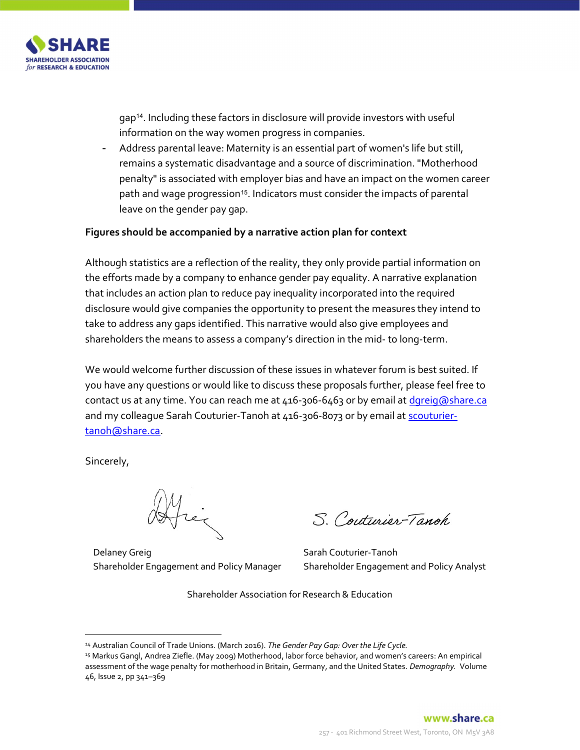gap[14]. Including these factors in disclosure will provide investors with useful information on the way women progress in companies.

- Address parental leave: Maternity is an essential part of women's life but still, remains a systematic disadvantage and a source of discrimination. "Motherhood penalty" is associated with employer bias and have an impact on the women career path and wage progression[15]. Indicators must consider the impacts of parental leave on the gender pay gap.

**Figures should be accompanied by a narrative action plan for context**

Although statistics are a reflection of the reality, they only provide partial information on the efforts made by a company to enhance gender pay equality. A narrative explanation that includes an action plan to reduce pay inequality incorporated into the required disclosure would give companies the opportunity to present the measures they intend to take to address any gaps identified. This narrative would also give employees and shareholders the means to assess a company's direction in the mid- to long-term.

We would welcome further discussion of these issues in whatever forum is best suited. If you have any questions or would like to discuss these proposals further, please feel free to contact us at any time. You can reach me at 416-306-6463 or by email at dgreig@share.ca and my colleague Sarah Couturier-Tanoh at 416-306-8073 or by email at scouturier-tanoh@share.ca.

Sincerely,

Delaney Greig
Shareholder Engagement and Policy Manager

S. Couturier-Tanoh

Sarah Couturier-Tanoh
Shareholder Engagement and Policy Analyst

Shareholder Association for Research & Education

---

[14] Australian Council of Trade Unions. (March 2016). *The Gender Pay Gap: Over the Life Cycle.*

[15] Markus Gangl, Andrea Ziefle. (May 2009) Motherhood, labor force behavior, and women's careers: An empirical assessment of the wage penalty for motherhood in Britain, Germany, and the United States. *Demography.* Volume 46, Issue 2, pp 341–369